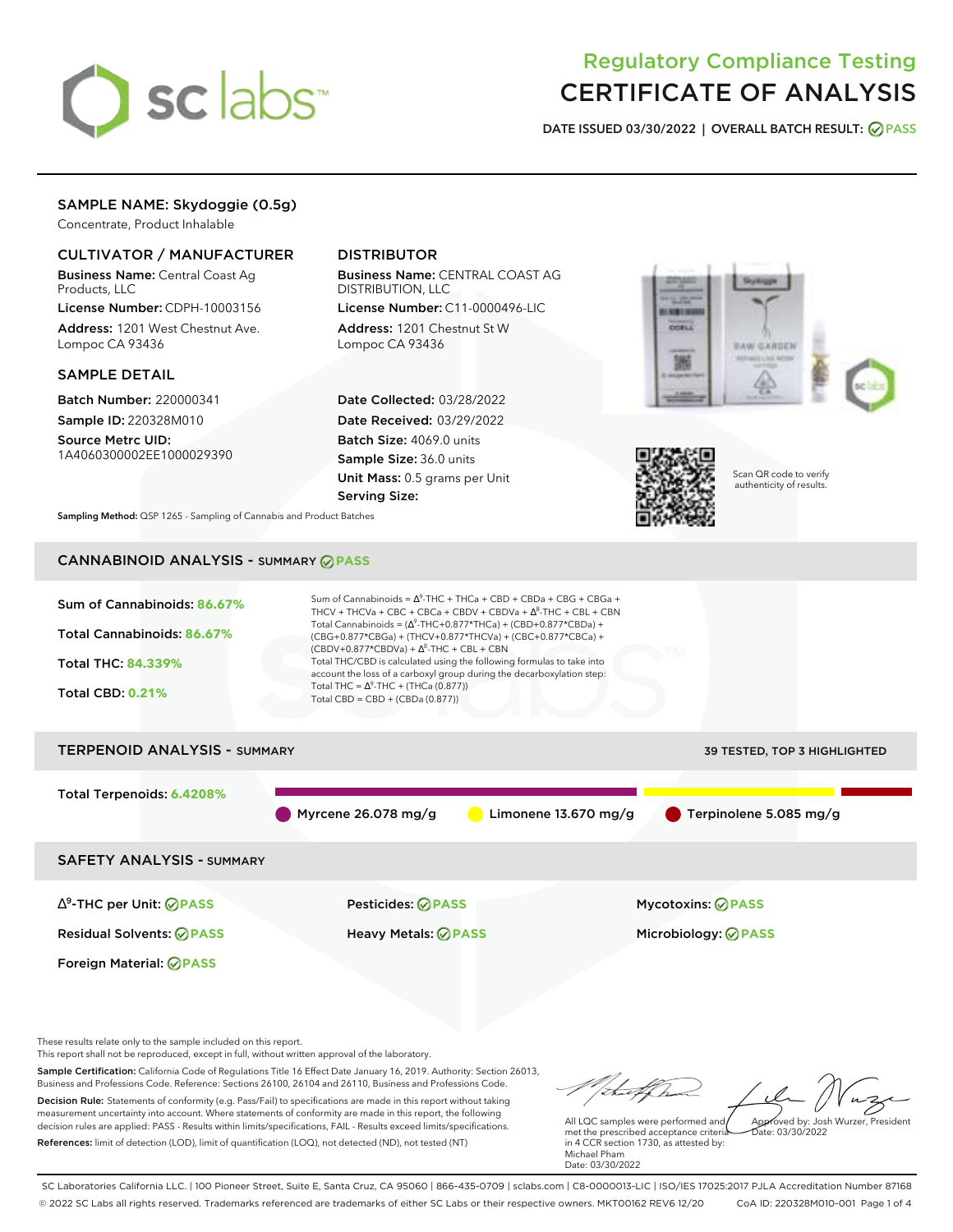# Regulatory Compliance Testing
# CERTIFICATE OF ANALYSIS

**DATE ISSUED 03/30/2022 | OVERALL BATCH RESULT: PASS**

## SAMPLE NAME: Skydoggie (0.5g)

Concentrate, Product Inhalable

### CULTIVATOR / MANUFACTURER

**Business Name:** Central Coast Ag Products, LLC
**License Number:** CDPH-10003156
**Address:** 1201 West Chestnut Ave. Lompoc CA 93436

### DISTRIBUTOR

**Business Name:** CENTRAL COAST AG DISTRIBUTION, LLC
**License Number:** C11-0000496-LIC
**Address:** 1201 Chestnut St W Lompoc CA 93436

### SAMPLE DETAIL

**Batch Number:** 220000341
**Sample ID:** 220328M010
**Source Metrc UID:** 1A4060300002EE1000029390

**Date Collected:** 03/28/2022
**Date Received:** 03/29/2022
**Batch Size:** 4069.0 units
**Sample Size:** 36.0 units
**Unit Mass:** 0.5 grams per Unit
**Serving Size:**

Scan QR code to verify authenticity of results.

**Sampling Method:** QSP 1265 - Sampling of Cannabis and Product Batches

## CANNABINOID ANALYSIS - SUMMARY PASS

**Sum of Cannabinoids:** 86.67%
**Total Cannabinoids:** 86.67%
**Total THC:** 84.339%
**Total CBD:** 0.21%

Sum of Cannabinoids = $\Delta^9$-THC + THCa + CBD + CBDa + CBG + CBGa + THCV + THCVa + CBC + CBCa + CBDV + CBDVa + $\Delta^8$-THC + CBL + CBN

Total Cannabinoids = ($\Delta^9$-THC+0.877*THCa) + (CBD+0.877*CBDa) + (CBG+0.877*CBGa) + (THCV+0.877*THCVa) + (CBC+0.877*CBCa) + (CBDV+0.877*CBDVa) + $\Delta^8$-THC + CBL + CBN

Total THC/CBD is calculated using the following formulas to take into account the loss of a carboxyl group during the decarboxylation step:
Total THC = $\Delta^9$-THC + (THCa (0.877))
Total CBD = CBD + (CBDa (0.877))

## TERPENOID ANALYSIS - SUMMARY

39 TESTED, TOP 3 HIGHLIGHTED

**Total Terpenoids:** 6.4208%

Myrcene 26.078 mg/g | Limonene 13.670 mg/g | Terpinolene 5.085 mg/g

## SAFETY ANALYSIS - SUMMARY

| | | |
|---|---|---|
| $\Delta^9$-THC per Unit: PASS | Pesticides: PASS | Mycotoxins: PASS |
| Residual Solvents: PASS | Heavy Metals: PASS | Microbiology: PASS |
| Foreign Material: PASS | | |

These results relate only to the sample included on this report.
This report shall not be reproduced, except in full, without written approval of the laboratory.

**Sample Certification:** California Code of Regulations Title 16 Effect Date January 16, 2019. Authority: Section 26013, Business and Professions Code. Reference: Sections 26100, 26104 and 26110, Business and Professions Code.

**Decision Rule:** Statements of conformity (e.g. Pass/Fail) to specifications are made in this report without taking measurement uncertainty into account. Where statements of conformity are made in this report, the following decision rules are applied: PASS - Results within limits/specifications, FAIL - Results exceed limits/specifications.

**References:** limit of detection (LOD), limit of quantification (LOQ), not detected (ND), not tested (NT)

All LQC samples were performed and met the prescribed acceptance criteria in 4 CCR section 1730, as attested by: Michael Pham
Date: 03/30/2022

Approved by: Josh Wurzer, President
Date: 03/30/2022

SC Laboratories California LLC. | 100 Pioneer Street, Suite E, Santa Cruz, CA 95060 | 866-435-0709 | sclabs.com | C8-0000013-LIC | ISO/IES 17025:2017 PJLA Accreditation Number 87168
© 2022 SC Labs all rights reserved. Trademarks referenced are trademarks of either SC Labs or their respective owners. MKT00162 REV6 12/20 CoA ID: 220328M010-001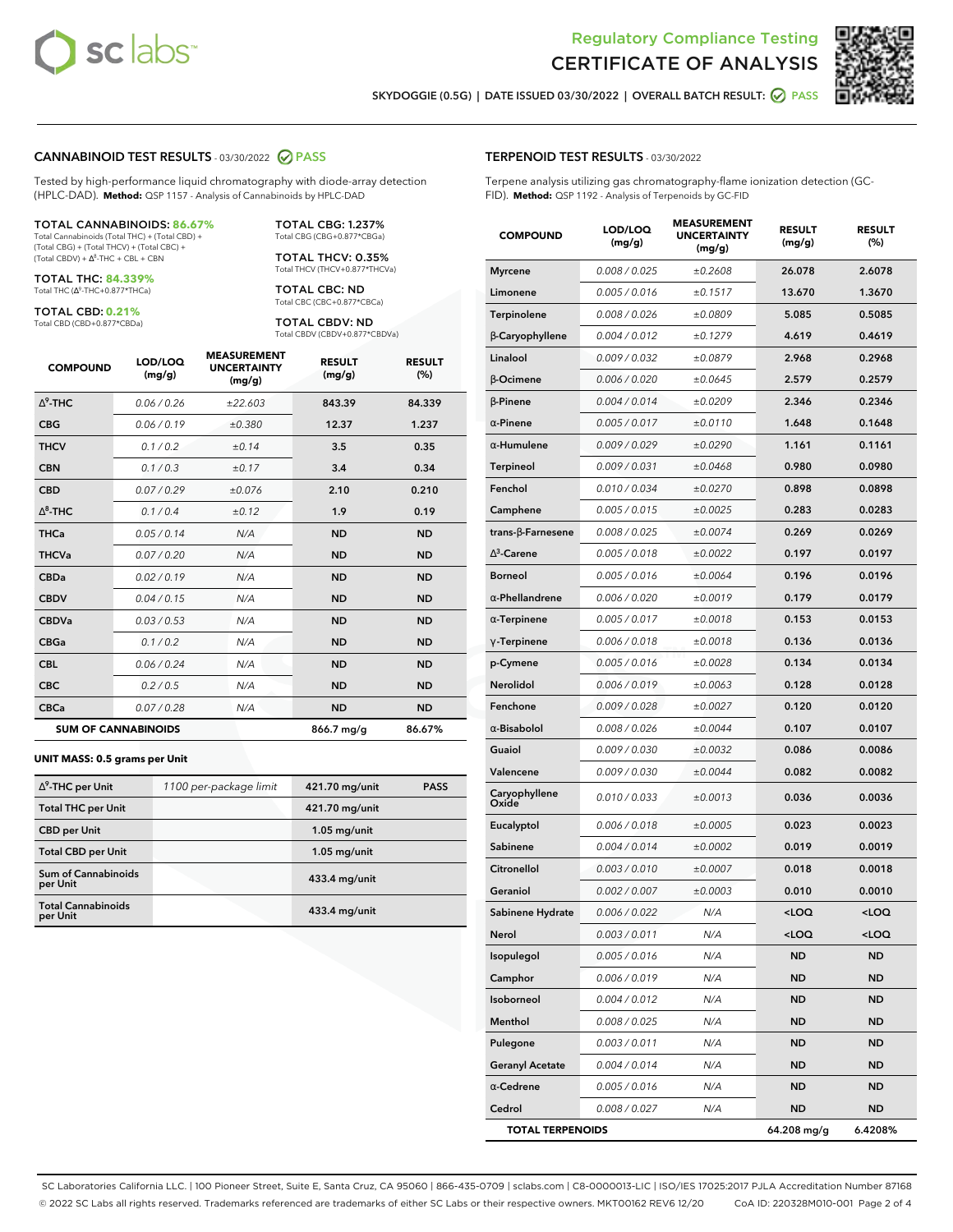# Regulatory Compliance Testing
# CERTIFICATE OF ANALYSIS

SKYDOGGIE (0.5G) | DATE ISSUED 03/30/2022 | OVERALL BATCH RESULT: PASS

## CANNABINOID TEST RESULTS - 03/30/2022 PASS

Tested by high-performance liquid chromatography with diode-array detection (HPLC-DAD). **Method:** QSP 1157 - Analysis of Cannabinoids by HPLC-DAD

**TOTAL CANNABINOIDS: 86.67%**
Total Cannabinoids (Total THC) + (Total CBD) + (Total CBG) + (Total THCV) + (Total CBC) + (Total CBDV) + $\Delta^8$-THC + CBL + CBN

**TOTAL THC: 84.339%**
Total THC ($\Delta^9$-THC+0.877*THCa)

**TOTAL CBD: 0.21%**
Total CBD (CBD+0.877*CBDa)

**TOTAL CBG: 1.237%**
Total CBG (CBG+0.877*CBGa)

**TOTAL THCV: 0.35%**
Total THCV (THCV+0.877*THCVa)

**TOTAL CBC: ND**
Total CBC (CBC+0.877*CBCa)

**TOTAL CBDV: ND**
Total CBDV (CBDV+0.877*CBDVa)

| COMPOUND | LOD/LOQ (mg/g) | MEASUREMENT UNCERTAINTY (mg/g) | RESULT (mg/g) | RESULT (%) |
|---|---|---|---|---|
| $\Delta^9$-THC | 0.06 / 0.26 | ±22.603 | 843.39 | 84.339 |
| CBG | 0.06 / 0.19 | ±0.380 | 12.37 | 1.237 |
| THCV | 0.1 / 0.2 | ±0.14 | 3.5 | 0.35 |
| CBN | 0.1 / 0.3 | ±0.17 | 3.4 | 0.34 |
| CBD | 0.07 / 0.29 | ±0.076 | 2.10 | 0.210 |
| $\Delta^8$-THC | 0.1 / 0.4 | ±0.12 | 1.9 | 0.19 |
| THCa | 0.05 / 0.14 | N/A | ND | ND |
| THCVa | 0.07 / 0.20 | N/A | ND | ND |
| CBDa | 0.02 / 0.19 | N/A | ND | ND |
| CBDV | 0.04 / 0.15 | N/A | ND | ND |
| CBDVa | 0.03 / 0.53 | N/A | ND | ND |
| CBGa | 0.1 / 0.2 | N/A | ND | ND |
| CBL | 0.06 / 0.24 | N/A | ND | ND |
| CBC | 0.2 / 0.5 | N/A | ND | ND |
| CBCa | 0.07 / 0.28 | N/A | ND | ND |
| **SUM OF CANNABINOIDS** | | | 866.7 mg/g | 86.67% |

**UNIT MASS: 0.5 grams per Unit**

| | | | |
|---|---|---|---|
| $\Delta^9$-THC per Unit | 1100 per-package limit | 421.70 mg/unit | PASS |
| Total THC per Unit | | 421.70 mg/unit | |
| CBD per Unit | | 1.05 mg/unit | |
| Total CBD per Unit | | 1.05 mg/unit | |
| Sum of Cannabinoids per Unit | | 433.4 mg/unit | |
| Total Cannabinoids per Unit | | 433.4 mg/unit | |

## TERPENOID TEST RESULTS - 03/30/2022

Terpene analysis utilizing gas chromatography-flame ionization detection (GC-FID). **Method:** QSP 1192 - Analysis of Terpenoids by GC-FID

| COMPOUND | LOD/LOQ (mg/g) | MEASUREMENT UNCERTAINTY (mg/g) | RESULT (mg/g) | RESULT (%) |
|---|---|---|---|---|
| Myrcene | 0.008 / 0.025 | ±0.2608 | 26.078 | 2.6078 |
| Limonene | 0.005 / 0.016 | ±0.1517 | 13.670 | 1.3670 |
| Terpinolene | 0.008 / 0.026 | ±0.0809 | 5.085 | 0.5085 |
| β-Caryophyllene | 0.004 / 0.012 | ±0.1279 | 4.619 | 0.4619 |
| Linalool | 0.009 / 0.032 | ±0.0879 | 2.968 | 0.2968 |
| β-Ocimene | 0.006 / 0.020 | ±0.0645 | 2.579 | 0.2579 |
| β-Pinene | 0.004 / 0.014 | ±0.0209 | 2.346 | 0.2346 |
| α-Pinene | 0.005 / 0.017 | ±0.0110 | 1.648 | 0.1648 |
| α-Humulene | 0.009 / 0.029 | ±0.0290 | 1.161 | 0.1161 |
| Terpineol | 0.009 / 0.031 | ±0.0468 | 0.980 | 0.0980 |
| Fenchol | 0.010 / 0.034 | ±0.0270 | 0.898 | 0.0898 |
| Camphene | 0.005 / 0.015 | ±0.0025 | 0.283 | 0.0283 |
| trans-β-Farnesene | 0.008 / 0.025 | ±0.0074 | 0.269 | 0.0269 |
| $\Delta^3$-Carene | 0.005 / 0.018 | ±0.0022 | 0.197 | 0.0197 |
| Borneol | 0.005 / 0.016 | ±0.0064 | 0.196 | 0.0196 |
| α-Phellandrene | 0.006 / 0.020 | ±0.0019 | 0.179 | 0.0179 |
| α-Terpinene | 0.005 / 0.017 | ±0.0018 | 0.153 | 0.0153 |
| γ-Terpinene | 0.006 / 0.018 | ±0.0018 | 0.136 | 0.0136 |
| p-Cymene | 0.005 / 0.016 | ±0.0028 | 0.134 | 0.0134 |
| Nerolidol | 0.006 / 0.019 | ±0.0063 | 0.128 | 0.0128 |
| Fenchone | 0.009 / 0.028 | ±0.0027 | 0.120 | 0.0120 |
| α-Bisabolol | 0.008 / 0.026 | ±0.0044 | 0.107 | 0.0107 |
| Guaiol | 0.009 / 0.030 | ±0.0032 | 0.086 | 0.0086 |
| Valencene | 0.009 / 0.030 | ±0.0044 | 0.082 | 0.0082 |
| Caryophyllene Oxide | 0.010 / 0.033 | ±0.0013 | 0.036 | 0.0036 |
| Eucalyptol | 0.006 / 0.018 | ±0.0005 | 0.023 | 0.0023 |
| Sabinene | 0.004 / 0.014 | ±0.0002 | 0.019 | 0.0019 |
| Citronellol | 0.003 / 0.010 | ±0.0007 | 0.018 | 0.0018 |
| Geraniol | 0.002 / 0.007 | ±0.0003 | 0.010 | 0.0010 |
| Sabinene Hydrate | 0.006 / 0.022 | N/A | <LOQ | <LOQ |
| Nerol | 0.003 / 0.011 | N/A | <LOQ | <LOQ |
| Isopulegol | 0.005 / 0.016 | N/A | ND | ND |
| Camphor | 0.006 / 0.019 | N/A | ND | ND |
| Isoborneol | 0.004 / 0.012 | N/A | ND | ND |
| Menthol | 0.008 / 0.025 | N/A | ND | ND |
| Pulegone | 0.003 / 0.011 | N/A | ND | ND |
| Geranyl Acetate | 0.004 / 0.014 | N/A | ND | ND |
| α-Cedrene | 0.005 / 0.016 | N/A | ND | ND |
| Cedrol | 0.008 / 0.027 | N/A | ND | ND |
| **TOTAL TERPENOIDS** | | | 64.208 mg/g | 6.4208% |

SC Laboratories California LLC. | 100 Pioneer Street, Suite E, Santa Cruz, CA 95060 | 866-435-0709 | sclabs.com | C8-0000013-LIC | ISO/IES 17025:2017 PJLA Accreditation Number 87168
© 2022 SC Labs all rights reserved. Trademarks referenced are trademarks of either SC Labs or their respective owners. MKT00162 REV6 12/20 CoA ID: 220328M010-001